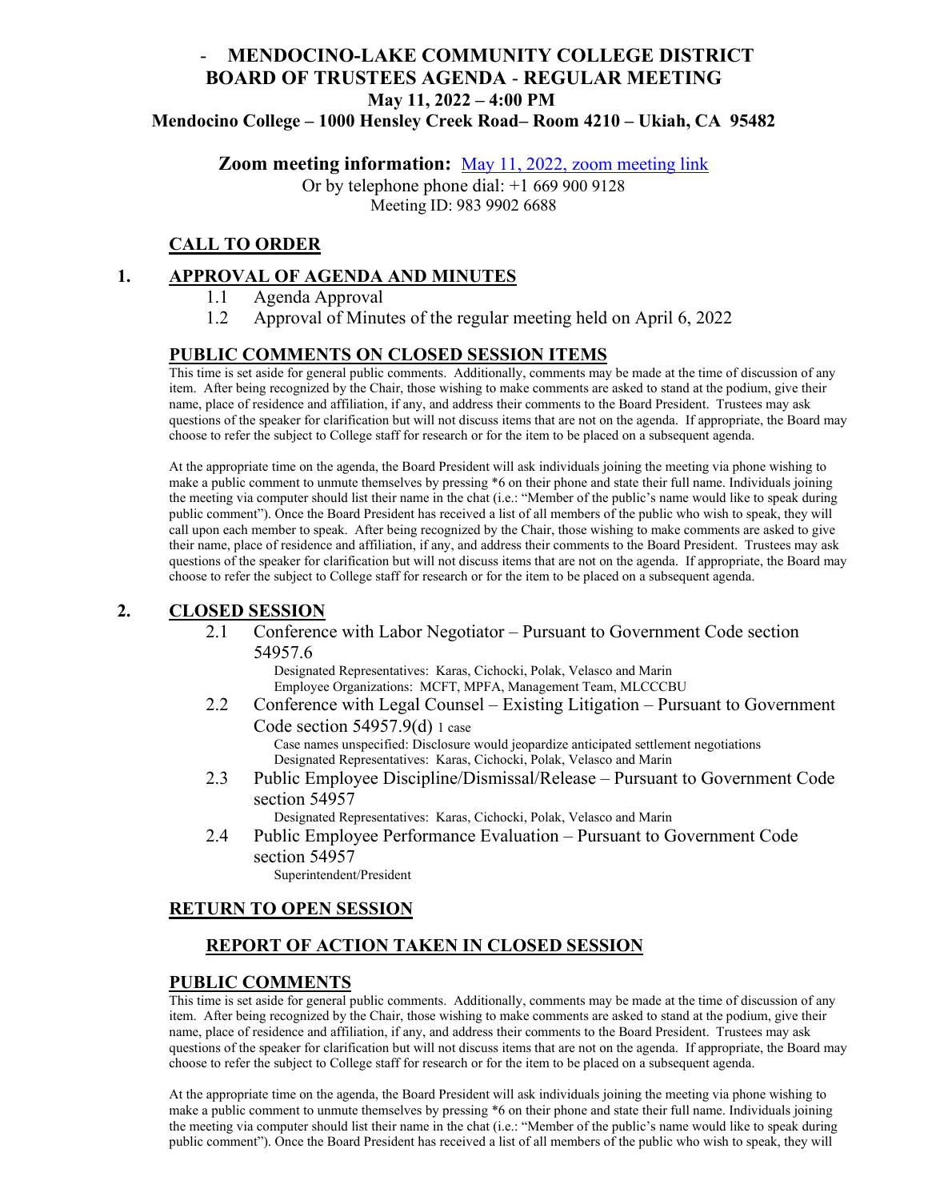# - MENDOCINO-LAKE COMMUNITY COLLEGE DISTRICT
## BOARD OF TRUSTEES AGENDA - REGULAR MEETING
### May 11, 2022 – 4:00 PM
### Mendocino College – 1000 Hensley Creek Road– Room 4210 – Ukiah, CA 95482

**Zoom meeting information:** [May 11, 2022, zoom meeting link]()

Or by telephone phone dial: +1 669 900 9128
Meeting ID: 983 9902 6688

## CALL TO ORDER

## 1. APPROVAL OF AGENDA AND MINUTES

1.1 Agenda Approval
1.2 Approval of Minutes of the regular meeting held on April 6, 2022

## PUBLIC COMMENTS ON CLOSED SESSION ITEMS

This time is set aside for general public comments. Additionally, comments may be made at the time of discussion of any item. After being recognized by the Chair, those wishing to make comments are asked to stand at the podium, give their name, place of residence and affiliation, if any, and address their comments to the Board President. Trustees may ask questions of the speaker for clarification but will not discuss items that are not on the agenda. If appropriate, the Board may choose to refer the subject to College staff for research or for the item to be placed on a subsequent agenda.

At the appropriate time on the agenda, the Board President will ask individuals joining the meeting via phone wishing to make a public comment to unmute themselves by pressing *6 on their phone and state their full name. Individuals joining the meeting via computer should list their name in the chat (i.e.: "Member of the public's name would like to speak during public comment"). Once the Board President has received a list of all members of the public who wish to speak, they will call upon each member to speak. After being recognized by the Chair, those wishing to make comments are asked to give their name, place of residence and affiliation, if any, and address their comments to the Board President. Trustees may ask questions of the speaker for clarification but will not discuss items that are not on the agenda. If appropriate, the Board may choose to refer the subject to College staff for research or for the item to be placed on a subsequent agenda.

## 2. CLOSED SESSION

2.1 Conference with Labor Negotiator – Pursuant to Government Code section 54957.6
Designated Representatives: Karas, Cichocki, Polak, Velasco and Marin
Employee Organizations: MCFT, MPFA, Management Team, MLCCCBU

2.2 Conference with Legal Counsel – Existing Litigation – Pursuant to Government Code section 54957.9(d) 1 case
Case names unspecified: Disclosure would jeopardize anticipated settlement negotiations
Designated Representatives: Karas, Cichocki, Polak, Velasco and Marin

2.3 Public Employee Discipline/Dismissal/Release – Pursuant to Government Code section 54957
Designated Representatives: Karas, Cichocki, Polak, Velasco and Marin

2.4 Public Employee Performance Evaluation – Pursuant to Government Code section 54957
Superintendent/President

## RETURN TO OPEN SESSION

## REPORT OF ACTION TAKEN IN CLOSED SESSION

## PUBLIC COMMENTS

This time is set aside for general public comments. Additionally, comments may be made at the time of discussion of any item. After being recognized by the Chair, those wishing to make comments are asked to stand at the podium, give their name, place of residence and affiliation, if any, and address their comments to the Board President. Trustees may ask questions of the speaker for clarification but will not discuss items that are not on the agenda. If appropriate, the Board may choose to refer the subject to College staff for research or for the item to be placed on a subsequent agenda.

At the appropriate time on the agenda, the Board President will ask individuals joining the meeting via phone wishing to make a public comment to unmute themselves by pressing *6 on their phone and state their full name. Individuals joining the meeting via computer should list their name in the chat (i.e.: "Member of the public's name would like to speak during public comment"). Once the Board President has received a list of all members of the public who wish to speak, they will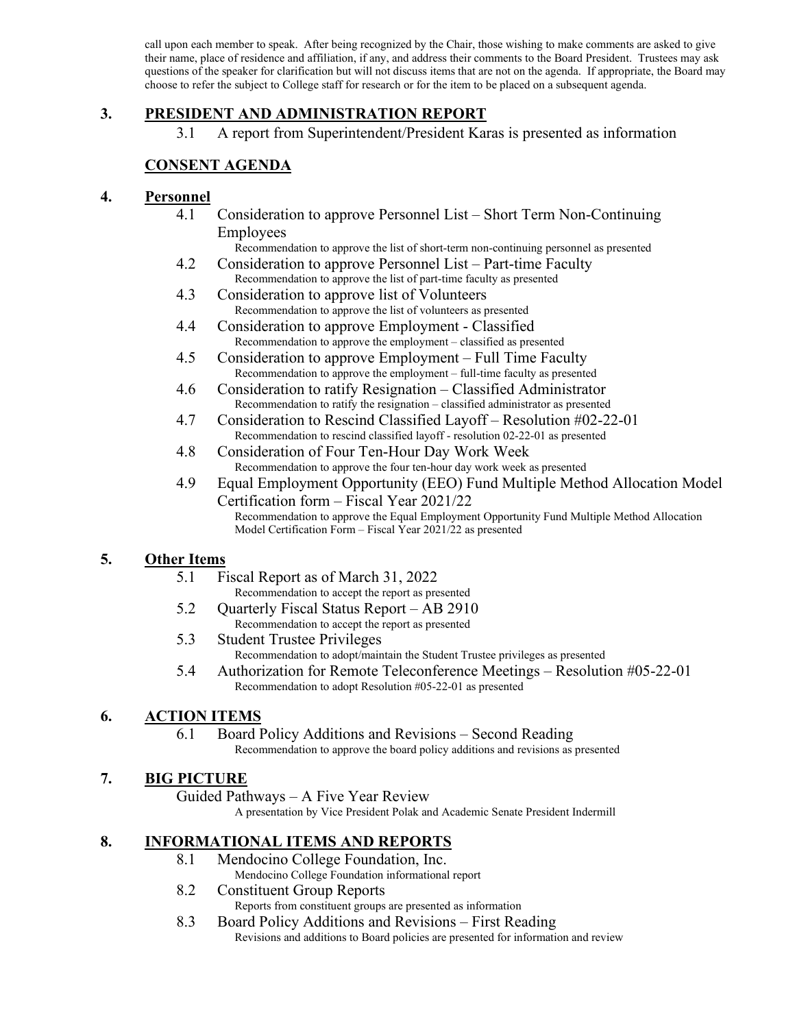call upon each member to speak. After being recognized by the Chair, those wishing to make comments are asked to give their name, place of residence and affiliation, if any, and address their comments to the Board President. Trustees may ask questions of the speaker for clarification but will not discuss items that are not on the agenda. If appropriate, the Board may choose to refer the subject to College staff for research or for the item to be placed on a subsequent agenda.

## 3. PRESIDENT AND ADMINISTRATION REPORT

3.1 A report from Superintendent/President Karas is presented as information

## CONSENT AGENDA

## 4. Personnel

4.1 Consideration to approve Personnel List – Short Term Non-Continuing Employees
Recommendation to approve the list of short-term non-continuing personnel as presented

4.2 Consideration to approve Personnel List – Part-time Faculty
Recommendation to approve the list of part-time faculty as presented

4.3 Consideration to approve list of Volunteers
Recommendation to approve the list of volunteers as presented

4.4 Consideration to approve Employment - Classified
Recommendation to approve the employment – classified as presented

4.5 Consideration to approve Employment – Full Time Faculty
Recommendation to approve the employment – full-time faculty as presented

4.6 Consideration to ratify Resignation – Classified Administrator
Recommendation to ratify the resignation – classified administrator as presented

4.7 Consideration to Rescind Classified Layoff – Resolution #02-22-01
Recommendation to rescind classified layoff - resolution 02-22-01 as presented

4.8 Consideration of Four Ten-Hour Day Work Week
Recommendation to approve the four ten-hour day work week as presented

4.9 Equal Employment Opportunity (EEO) Fund Multiple Method Allocation Model Certification form – Fiscal Year 2021/22
Recommendation to approve the Equal Employment Opportunity Fund Multiple Method Allocation Model Certification Form – Fiscal Year 2021/22 as presented

## 5. Other Items

5.1 Fiscal Report as of March 31, 2022
Recommendation to accept the report as presented

5.2 Quarterly Fiscal Status Report – AB 2910
Recommendation to accept the report as presented

5.3 Student Trustee Privileges
Recommendation to adopt/maintain the Student Trustee privileges as presented

5.4 Authorization for Remote Teleconference Meetings – Resolution #05-22-01
Recommendation to adopt Resolution #05-22-01 as presented

## 6. ACTION ITEMS

6.1 Board Policy Additions and Revisions – Second Reading
Recommendation to approve the board policy additions and revisions as presented

## 7. BIG PICTURE

Guided Pathways – A Five Year Review
A presentation by Vice President Polak and Academic Senate President Indermill

## 8. INFORMATIONAL ITEMS AND REPORTS

8.1 Mendocino College Foundation, Inc.
Mendocino College Foundation informational report

8.2 Constituent Group Reports
Reports from constituent groups are presented as information

8.3 Board Policy Additions and Revisions – First Reading
Revisions and additions to Board policies are presented for information and review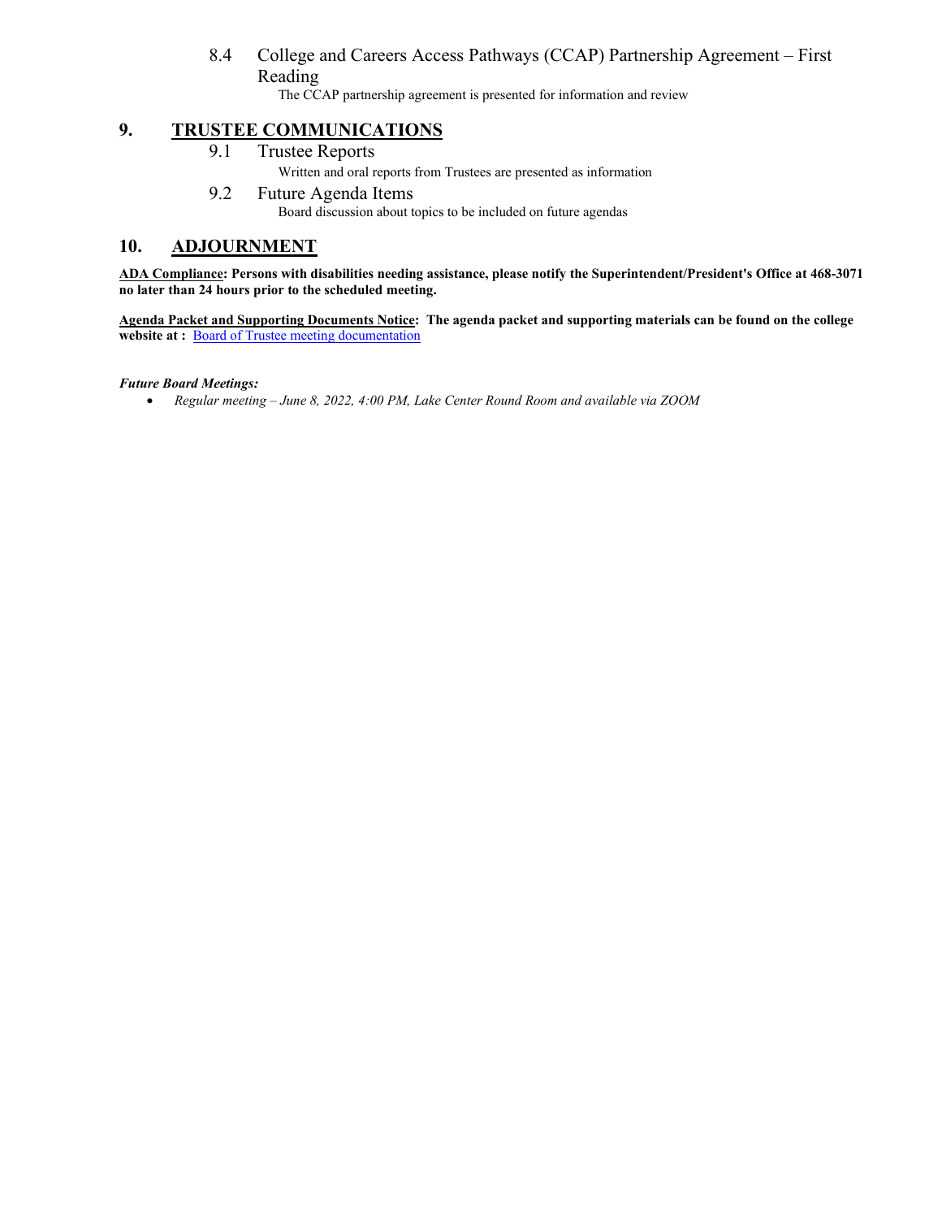8.4 College and Careers Access Pathways (CCAP) Partnership Agreement – First Reading

The CCAP partnership agreement is presented for information and review

## 9. TRUSTEE COMMUNICATIONS

9.1 Trustee Reports

Written and oral reports from Trustees are presented as information

9.2 Future Agenda Items

Board discussion about topics to be included on future agendas

## 10. ADJOURNMENT

**ADA Compliance: Persons with disabilities needing assistance, please notify the Superintendent/President's Office at 468-3071 no later than 24 hours prior to the scheduled meeting.**

**Agenda Packet and Supporting Documents Notice: The agenda packet and supporting materials can be found on the college website at :** Board of Trustee meeting documentation

***Future Board Meetings:***

- *Regular meeting – June 8, 2022, 4:00 PM, Lake Center Round Room and available via ZOOM*